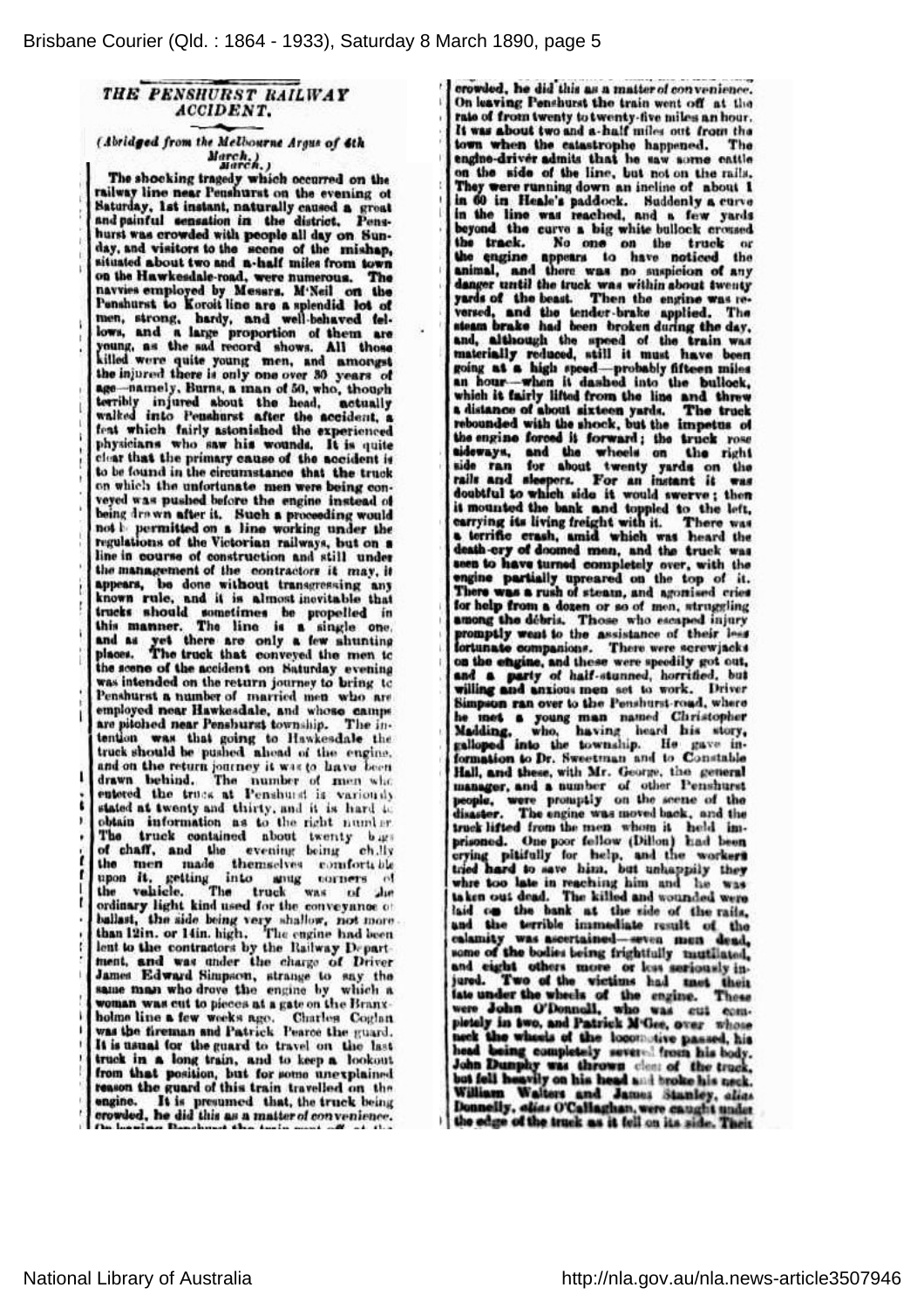# THE PENSHURST RAILWAY ACCIDENT.

*(Abridged from the Melbourne Argus of 4th March.)*

The shocking tragedy which occurred on the railway line near Penshurst on the evening of Saturday, 1st instant, naturally caused a great and painful sensation in the district. Penshurst was crowded with people all day on Sunday, and visitors to the scene of the mishap, situated about two and a-half miles from town on the Hawkesdale-road, were numerous. The navvies employed by Messrs. M'Neil on the Penshurst to Koroit line are a splendid lot of men, strong, hardy, and well-behaved fellows, and a large proportion of them are young, as the sad record shows. All those killed were quite young men, and amongst the injured there is only one over 30 years of age—namely, Burns, a man of 50, who, though terribly injured about the head, actually walked into Penshurst after the accident, a feat which fairly astonished the experienced physicians who saw his wounds. It is quite clear that the primary cause of the accident is to be found in the circumstance that the truck on which the unfortunate men were being conveyed was pushed before the engine instead of being drawn after it. Such a proceeding would not be permitted on a line working under the regulations of the Victorian railways, but on a line in course of construction and still under the management of the contractors it may, it appears, be done without transgressing any known rule, and it is almost inevitable that trucks should sometimes be propelled in this manner. The line is a single one, and as yet there are only a few shunting places. The truck that conveyed the men to the scene of the accident on Saturday evening was intended on the return journey to bring to Penshurst a number of married men who are employed near Hawkesdale, and whose camps are pitched near Penshurst township. The intention was that going to Hawkesdale the truck should be pushed ahead of the engine, and on the return journey it was to have been drawn behind. The number of men who entered the truck at Penshurst is variously stated at twenty and thirty, and it is hard to obtain information as to the right number. The truck contained about twenty bags of chaff, and the evening being chilly the men made themselves comfortable upon it, getting into snug corners of the vehicle. The truck was of the ordinary light kind used for the conveyance of ballast, the side being very shallow, not more than 12in. or 14in. high. The engine had been lent to the contractors by the Railway Department, and was under the charge of Driver James Edward Simpson, strange to say the same man who drove the engine by which a woman was cut to pieces at a gate on the Branxholme line a few weeks ago. Charles Coglan was the fireman and Patrick Pearce the guard. It is usual for the guard to travel on the last truck in a long train, and to keep a lookout from that position, but for some unexplained reason the guard of this train travelled on the engine. It is presumed that, the truck being crowded, he did this as a matter of convenience. On leaving Penshurst the train went off at the rate of from twenty to twenty-five miles an hour. It was about two and a-half miles out from the town when the catastrophe happened. The engine-driver admits that he saw some cattle on the side of the line, but not on the rails. They were running down an incline of about 1 in 60 in Heale's paddock. Suddenly a curve in the line was reached, and a few yards beyond the curve a big white bullock crossed the track. No one on the truck or the engine appears to have noticed the animal, and there was no suspicion of any danger until the truck was within about twenty yards of the beast. Then the engine was reversed, and the tender-brake applied. The steam brake had been broken during the day, and, although the speed of the train was materially reduced, still it must have been going at a high speed—probably fifteen miles an hour—when it dashed into the bullock, which it fairly lifted from the line and threw a distance of about sixteen yards. The truck rebounded with the shock, but the impetus of the engine forced it forward; the truck rose sideways, and the wheels on the right side ran for about twenty yards on the rails and sleepers. For an instant it was doubtful to which side it would swerve; then it mounted the bank and toppled to the left, carrying its living freight with it. There was a terrific crash, amid which was heard the death-cry of doomed men, and the truck was seen to have turned completely over, with the engine partially upreared on the top of it. There was a rush of steam, and agonised cries for help from a dozen or so of men, struggling among the débris. Those who escaped injury promptly went to the assistance of their less fortunate companions. There were screwjacks on the engine, and these were speedily got out, and a party of half-stunned, horrified, but willing and anxious men set to work. Driver Simpson ran over to the Penshurst-road, where he met a young man named Christopher Madding, who, having heard his story, galloped into the township. He gave information to Dr. Sweetman and to Constable Hall, and these, with Mr. George, the general manager, and a number of other Penshurst people, were promptly on the scene of the disaster. The engine was moved back, and the truck lifted from the men whom it held imprisoned. One poor fellow (Dillon) had been crying pitifully for help, and the workers tried hard to save him, but unhappily they were too late in reaching him and he was taken out dead. The killed and wounded were laid on the bank at the side of the rails, and the terrible immediate result of the calamity was ascertained—seven men dead, some of the bodies being frightfully mutilated, and eight others more or less seriously injured. Two of the victims had met their fate under the wheels of the engine. These were John O'Donnell, who was cut completely in two, and Patrick M'Gee, over whose neck the wheels of the locomotive passed, his head being completely severed from his body. John Dunphy was thrown clear of the truck, but fell heavily on his head and broke his neck. William Walters and James Stanley, alias Donnelly, alias O'Callaghan, were caught under the edge of the truck as it fell on its side. Their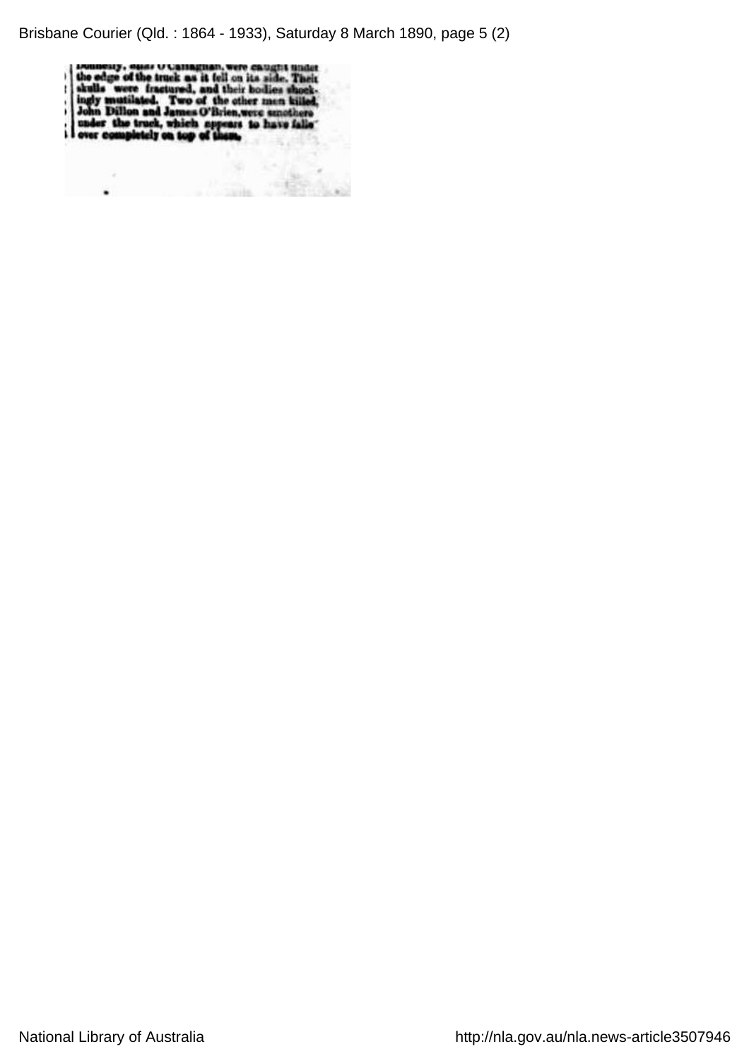Donnelly, alias O'Callaghan, were caught under the edge of the truck as it fell on its side. Their skulls were fractured, and their bodies shockingly mutilated. Two of the other men killed, John Dillon and James O'Brien, were smothere under the truck, which appears to have falle over completely on top of them.